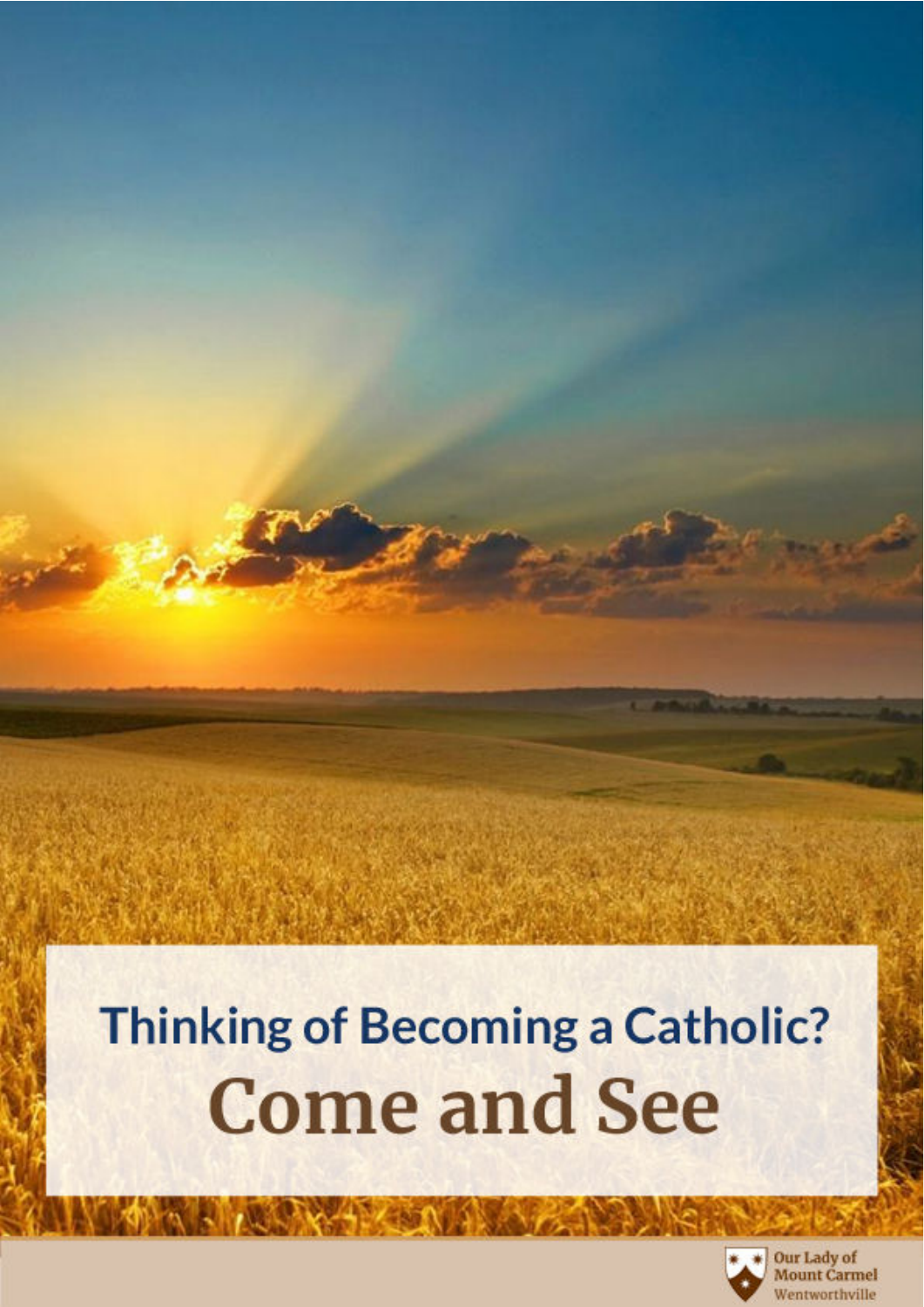## Thinking of Becoming a Catholic?

# Come and See

Our Lady of Mount Carmel
Wentworthville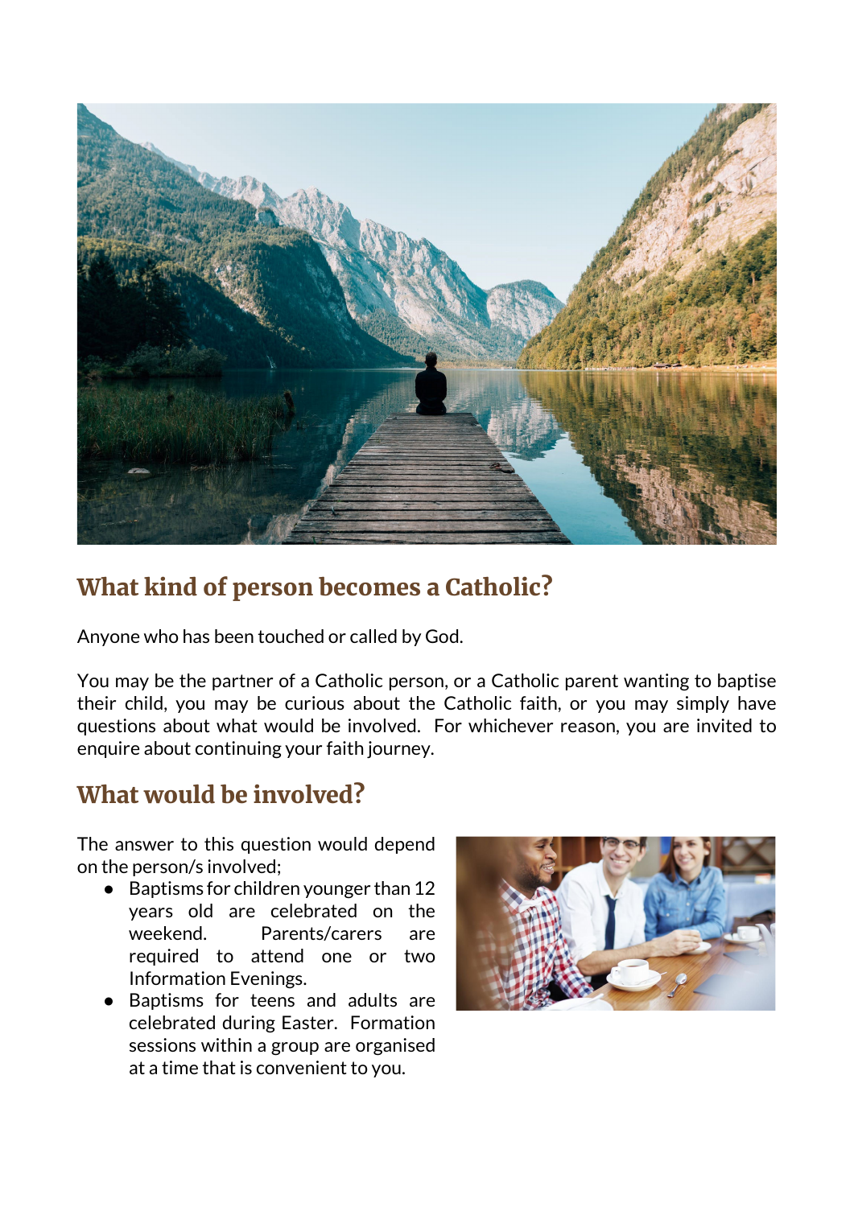## What kind of person becomes a Catholic?

Anyone who has been touched or called by God.

You may be the partner of a Catholic person, or a Catholic parent wanting to baptise their child, you may be curious about the Catholic faith, or you may simply have questions about what would be involved. For whichever reason, you are invited to enquire about continuing your faith journey.

## What would be involved?

The answer to this question would depend on the person/s involved;

- Baptisms for children younger than 12 years old are celebrated on the weekend. Parents/carers are required to attend one or two Information Evenings.
- Baptisms for teens and adults are celebrated during Easter. Formation sessions within a group are organised at a time that is convenient to you.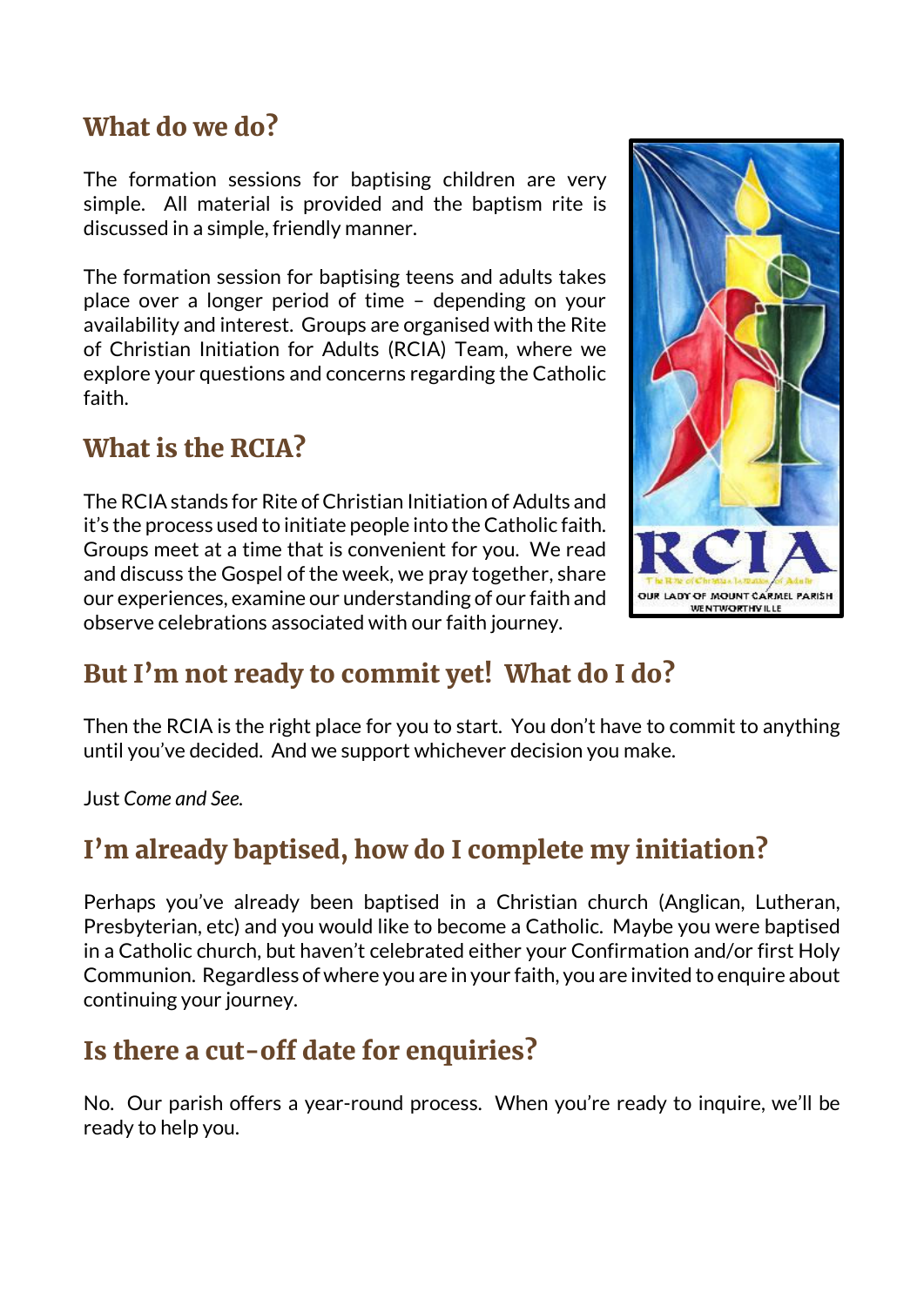## What do we do?

The formation sessions for baptising children are very simple. All material is provided and the baptism rite is discussed in a simple, friendly manner.

The formation session for baptising teens and adults takes place over a longer period of time – depending on your availability and interest. Groups are organised with the Rite of Christian Initiation for Adults (RCIA) Team, where we explore your questions and concerns regarding the Catholic faith.

## What is the RCIA?

The RCIA stands for Rite of Christian Initiation of Adults and it's the process used to initiate people into the Catholic faith. Groups meet at a time that is convenient for you. We read and discuss the Gospel of the week, we pray together, share our experiences, examine our understanding of our faith and observe celebrations associated with our faith journey.

## But I'm not ready to commit yet! What do I do?

Then the RCIA is the right place for you to start. You don't have to commit to anything until you've decided. And we support whichever decision you make.

Just *Come and See.*

## I'm already baptised, how do I complete my initiation?

Perhaps you've already been baptised in a Christian church (Anglican, Lutheran, Presbyterian, etc) and you would like to become a Catholic. Maybe you were baptised in a Catholic church, but haven't celebrated either your Confirmation and/or first Holy Communion. Regardless of where you are in your faith, you are invited to enquire about continuing your journey.

## Is there a cut-off date for enquiries?

No. Our parish offers a year-round process. When you're ready to inquire, we'll be ready to help you.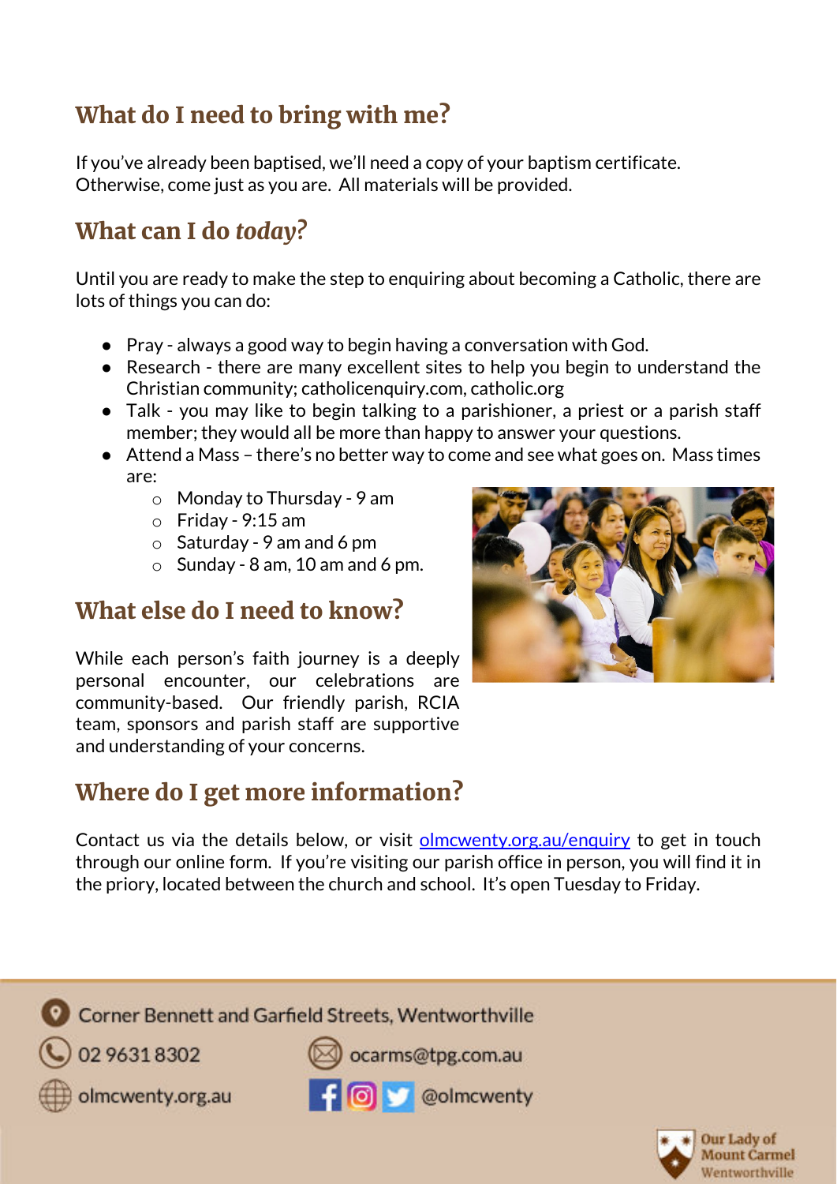## What do I need to bring with me?

If you've already been baptised, we'll need a copy of your baptism certificate. Otherwise, come just as you are. All materials will be provided.

## What can I do *today?*

Until you are ready to make the step to enquiring about becoming a Catholic, there are lots of things you can do:

- Pray - always a good way to begin having a conversation with God.
- Research - there are many excellent sites to help you begin to understand the Christian community; catholicenquiry.com, catholic.org
- Talk - you may like to begin talking to a parishioner, a priest or a parish staff member; they would all be more than happy to answer your questions.
- Attend a Mass – there's no better way to come and see what goes on. Mass times are:
  - Monday to Thursday - 9 am
  - Friday - 9:15 am
  - Saturday - 9 am and 6 pm
  - Sunday - 8 am, 10 am and 6 pm.

## What else do I need to know?

While each person's faith journey is a deeply personal encounter, our celebrations are community-based. Our friendly parish, RCIA team, sponsors and parish staff are supportive and understanding of your concerns.

## Where do I get more information?

Contact us via the details below, or visit [olmcwenty.org.au/enquiry](olmcwenty.org.au/enquiry) to get in touch through our online form. If you're visiting our parish office in person, you will find it in the priory, located between the church and school. It's open Tuesday to Friday.

Corner Bennett and Garfield Streets, Wentworthville

02 9631 8302

ocarms@tpg.com.au

olmcwenty.org.au

@olmcwenty

Our Lady of Mount Carmel Wentworthville